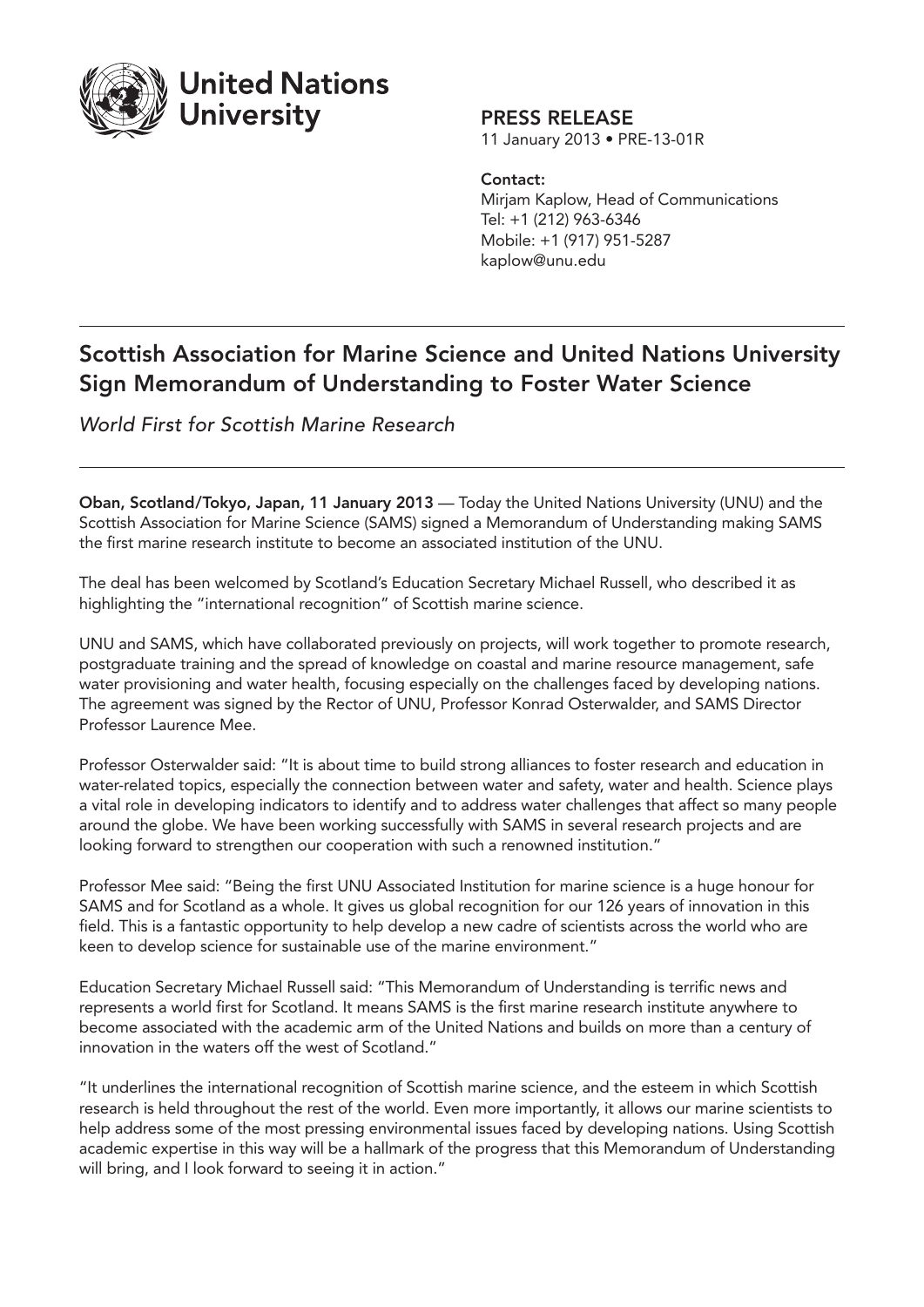United Nations University

PRESS RELEASE
11 January 2013 • PRE-13-01R

**Contact:**
Mirjam Kaplow, Head of Communications
Tel: +1 (212) 963-6346
Mobile: +1 (917) 951-5287
kaplow@unu.edu

---

# Scottish Association for Marine Science and United Nations University Sign Memorandum of Understanding to Foster Water Science

*World First for Scottish Marine Research*

---

**Oban, Scotland/Tokyo, Japan, 11 January 2013** — Today the United Nations University (UNU) and the Scottish Association for Marine Science (SAMS) signed a Memorandum of Understanding making SAMS the first marine research institute to become an associated institution of the UNU.

The deal has been welcomed by Scotland's Education Secretary Michael Russell, who described it as highlighting the "international recognition" of Scottish marine science.

UNU and SAMS, which have collaborated previously on projects, will work together to promote research, postgraduate training and the spread of knowledge on coastal and marine resource management, safe water provisioning and water health, focusing especially on the challenges faced by developing nations. The agreement was signed by the Rector of UNU, Professor Konrad Osterwalder, and SAMS Director Professor Laurence Mee.

Professor Osterwalder said: "It is about time to build strong alliances to foster research and education in water-related topics, especially the connection between water and safety, water and health. Science plays a vital role in developing indicators to identify and to address water challenges that affect so many people around the globe. We have been working successfully with SAMS in several research projects and are looking forward to strengthen our cooperation with such a renowned institution."

Professor Mee said: "Being the first UNU Associated Institution for marine science is a huge honour for SAMS and for Scotland as a whole. It gives us global recognition for our 126 years of innovation in this field. This is a fantastic opportunity to help develop a new cadre of scientists across the world who are keen to develop science for sustainable use of the marine environment."

Education Secretary Michael Russell said: "This Memorandum of Understanding is terrific news and represents a world first for Scotland. It means SAMS is the first marine research institute anywhere to become associated with the academic arm of the United Nations and builds on more than a century of innovation in the waters off the west of Scotland."

"It underlines the international recognition of Scottish marine science, and the esteem in which Scottish research is held throughout the rest of the world. Even more importantly, it allows our marine scientists to help address some of the most pressing environmental issues faced by developing nations. Using Scottish academic expertise in this way will be a hallmark of the progress that this Memorandum of Understanding will bring, and I look forward to seeing it in action."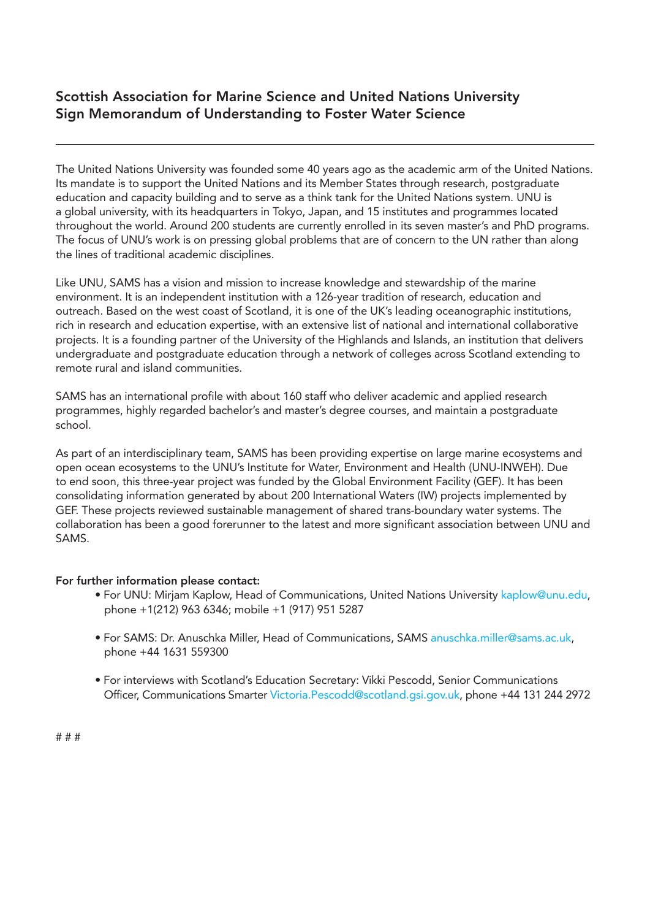## Scottish Association for Marine Science and United Nations University Sign Memorandum of Understanding to Foster Water Science

---

The United Nations University was founded some 40 years ago as the academic arm of the United Nations. Its mandate is to support the United Nations and its Member States through research, postgraduate education and capacity building and to serve as a think tank for the United Nations system. UNU is a global university, with its headquarters in Tokyo, Japan, and 15 institutes and programmes located throughout the world. Around 200 students are currently enrolled in its seven master's and PhD programs. The focus of UNU's work is on pressing global problems that are of concern to the UN rather than along the lines of traditional academic disciplines.

Like UNU, SAMS has a vision and mission to increase knowledge and stewardship of the marine environment. It is an independent institution with a 126-year tradition of research, education and outreach. Based on the west coast of Scotland, it is one of the UK's leading oceanographic institutions, rich in research and education expertise, with an extensive list of national and international collaborative projects. It is a founding partner of the University of the Highlands and Islands, an institution that delivers undergraduate and postgraduate education through a network of colleges across Scotland extending to remote rural and island communities.

SAMS has an international profile with about 160 staff who deliver academic and applied research programmes, highly regarded bachelor's and master's degree courses, and maintain a postgraduate school.

As part of an interdisciplinary team, SAMS has been providing expertise on large marine ecosystems and open ocean ecosystems to the UNU's Institute for Water, Environment and Health (UNU-INWEH). Due to end soon, this three-year project was funded by the Global Environment Facility (GEF). It has been consolidating information generated by about 200 International Waters (IW) projects implemented by GEF. These projects reviewed sustainable management of shared trans-boundary water systems. The collaboration has been a good forerunner to the latest and more significant association between UNU and SAMS.

**For further information please contact:**

- For UNU: Mirjam Kaplow, Head of Communications, United Nations University kaplow@unu.edu, phone +1(212) 963 6346; mobile +1 (917) 951 5287

- For SAMS: Dr. Anuschka Miller, Head of Communications, SAMS anuschka.miller@sams.ac.uk, phone +44 1631 559300

- For interviews with Scotland's Education Secretary: Vikki Pescodd, Senior Communications Officer, Communications Smarter Victoria.Pescodd@scotland.gsi.gov.uk, phone +44 131 244 2972

# # #